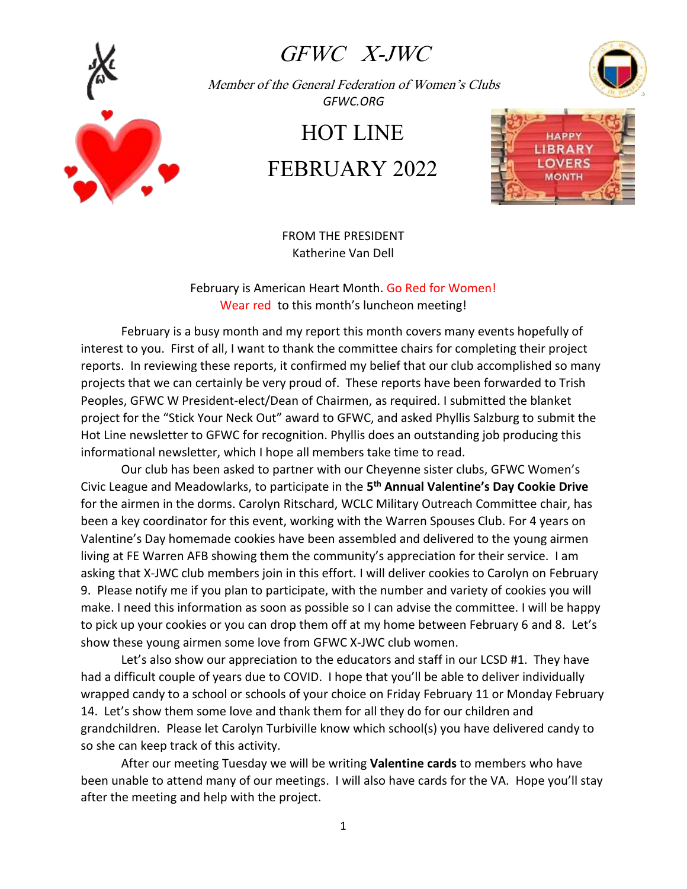# GFWC X-JWC

*Member of the General Federation of Women's Clubs*
*GFWC.ORG*

# HOT LINE
# FEBRUARY 2022

## FROM THE PRESIDENT
Katherine Van Dell

February is American Heart Month. Go Red for Women!
Wear red to this month's luncheon meeting!

February is a busy month and my report this month covers many events hopefully of interest to you. First of all, I want to thank the committee chairs for completing their project reports. In reviewing these reports, it confirmed my belief that our club accomplished so many projects that we can certainly be very proud of. These reports have been forwarded to Trish Peoples, GFWC W President-elect/Dean of Chairmen, as required. I submitted the blanket project for the "Stick Your Neck Out" award to GFWC, and asked Phyllis Salzburg to submit the Hot Line newsletter to GFWC for recognition. Phyllis does an outstanding job producing this informational newsletter, which I hope all members take time to read.

Our club has been asked to partner with our Cheyenne sister clubs, GFWC Women's Civic League and Meadowlarks, to participate in the **5th Annual Valentine's Day Cookie Drive** for the airmen in the dorms. Carolyn Ritschard, WCLC Military Outreach Committee chair, has been a key coordinator for this event, working with the Warren Spouses Club. For 4 years on Valentine's Day homemade cookies have been assembled and delivered to the young airmen living at FE Warren AFB showing them the community's appreciation for their service. I am asking that X-JWC club members join in this effort. I will deliver cookies to Carolyn on February 9. Please notify me if you plan to participate, with the number and variety of cookies you will make. I need this information as soon as possible so I can advise the committee. I will be happy to pick up your cookies or you can drop them off at my home between February 6 and 8. Let's show these young airmen some love from GFWC X-JWC club women.

Let's also show our appreciation to the educators and staff in our LCSD #1. They have had a difficult couple of years due to COVID. I hope that you'll be able to deliver individually wrapped candy to a school or schools of your choice on Friday February 11 or Monday February 14. Let's show them some love and thank them for all they do for our children and grandchildren. Please let Carolyn Turbiville know which school(s) you have delivered candy to so she can keep track of this activity.

After our meeting Tuesday we will be writing **Valentine cards** to members who have been unable to attend many of our meetings. I will also have cards for the VA. Hope you'll stay after the meeting and help with the project.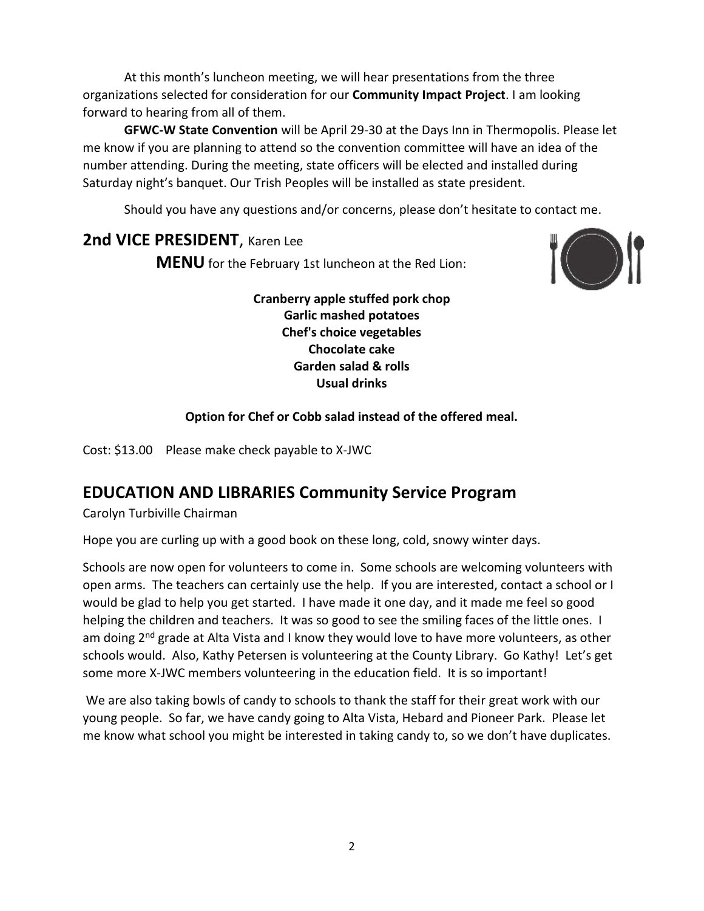At this month's luncheon meeting, we will hear presentations from the three organizations selected for consideration for our **Community Impact Project**. I am looking forward to hearing from all of them.

**GFWC-W State Convention** will be April 29-30 at the Days Inn in Thermopolis. Please let me know if you are planning to attend so the convention committee will have an idea of the number attending. During the meeting, state officers will be elected and installed during Saturday night's banquet. Our Trish Peoples will be installed as state president.

Should you have any questions and/or concerns, please don't hesitate to contact me.

## 2nd VICE PRESIDENT, Karen Lee

**MENU** for the February 1st luncheon at the Red Lion:

**Cranberry apple stuffed pork chop**
**Garlic mashed potatoes**
**Chef's choice vegetables**
**Chocolate cake**
**Garden salad & rolls**
**Usual drinks**

**Option for Chef or Cobb salad instead of the offered meal.**

Cost: $13.00 Please make check payable to X-JWC

## EDUCATION AND LIBRARIES Community Service Program

Carolyn Turbiville Chairman

Hope you are curling up with a good book on these long, cold, snowy winter days.

Schools are now open for volunteers to come in. Some schools are welcoming volunteers with open arms. The teachers can certainly use the help. If you are interested, contact a school or I would be glad to help you get started. I have made it one day, and it made me feel so good helping the children and teachers. It was so good to see the smiling faces of the little ones. I am doing 2nd grade at Alta Vista and I know they would love to have more volunteers, as other schools would. Also, Kathy Petersen is volunteering at the County Library. Go Kathy! Let's get some more X-JWC members volunteering in the education field. It is so important!

We are also taking bowls of candy to schools to thank the staff for their great work with our young people. So far, we have candy going to Alta Vista, Hebard and Pioneer Park. Please let me know what school you might be interested in taking candy to, so we don't have duplicates.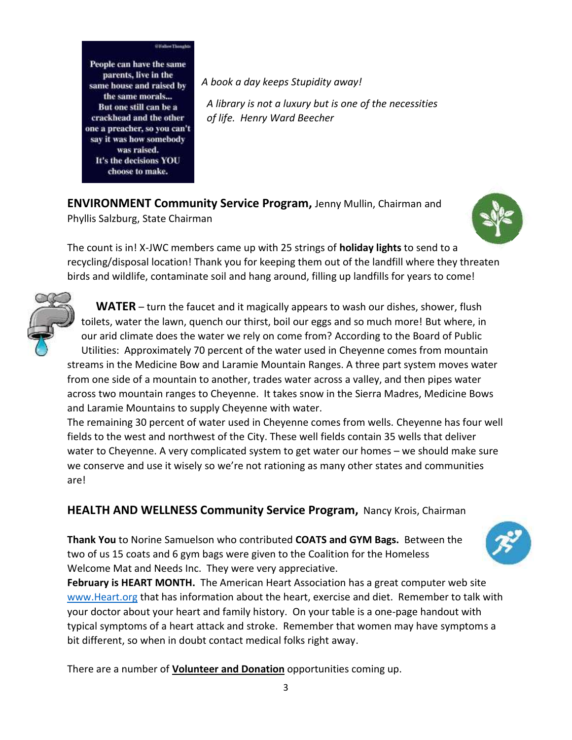People can have the same parents, live in the same house and raised by the same morals... But one still can be a crackhead and the other one a preacher, so you can't say it was how somebody was raised. It's the decisions YOU choose to make.

*A book a day keeps Stupidity away!*

*A library is not a luxury but is one of the necessities of life. Henry Ward Beecher*

**ENVIRONMENT Community Service Program,** Jenny Mullin, Chairman and Phyllis Salzburg, State Chairman

The count is in! X-JWC members came up with 25 strings of **holiday lights** to send to a recycling/disposal location! Thank you for keeping them out of the landfill where they threaten birds and wildlife, contaminate soil and hang around, filling up landfills for years to come!

**WATER** – turn the faucet and it magically appears to wash our dishes, shower, flush toilets, water the lawn, quench our thirst, boil our eggs and so much more! But where, in our arid climate does the water we rely on come from? According to the Board of Public Utilities: Approximately 70 percent of the water used in Cheyenne comes from mountain streams in the Medicine Bow and Laramie Mountain Ranges. A three part system moves water from one side of a mountain to another, trades water across a valley, and then pipes water across two mountain ranges to Cheyenne. It takes snow in the Sierra Madres, Medicine Bows and Laramie Mountains to supply Cheyenne with water.

The remaining 30 percent of water used in Cheyenne comes from wells. Cheyenne has four well fields to the west and northwest of the City. These well fields contain 35 wells that deliver water to Cheyenne. A very complicated system to get water our homes – we should make sure we conserve and use it wisely so we're not rationing as many other states and communities are!

**HEALTH AND WELLNESS Community Service Program,** Nancy Krois, Chairman

**Thank You** to Norine Samuelson who contributed **COATS and GYM Bags.** Between the two of us 15 coats and 6 gym bags were given to the Coalition for the Homeless Welcome Mat and Needs Inc. They were very appreciative.

**February is HEART MONTH.** The American Heart Association has a great computer web site [www.Heart.org](http://www.Heart.org) that has information about the heart, exercise and diet. Remember to talk with your doctor about your heart and family history. On your table is a one-page handout with typical symptoms of a heart attack and stroke. Remember that women may have symptoms a bit different, so when in doubt contact medical folks right away.

There are a number of **Volunteer and Donation** opportunities coming up.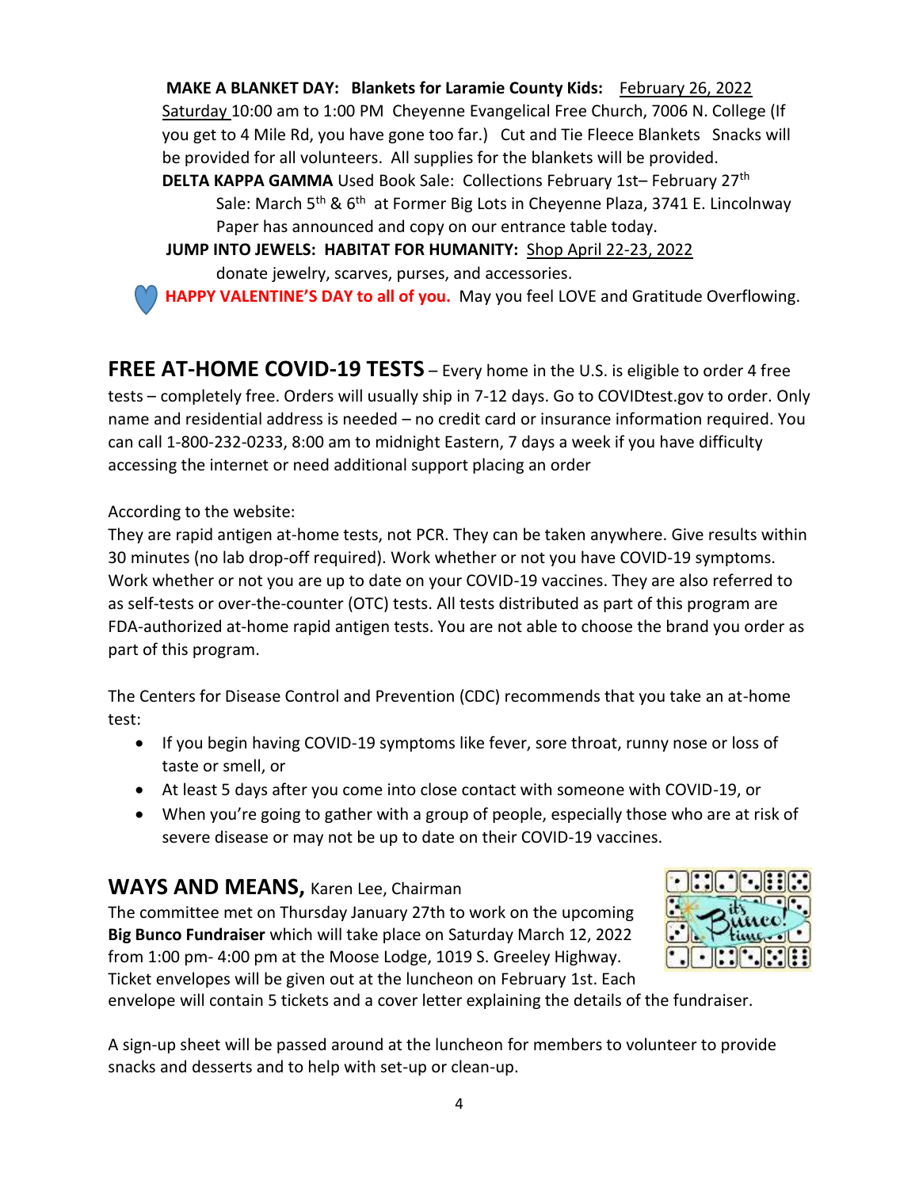**MAKE A BLANKET DAY: Blankets for Laramie County Kids:** February 26, 2022 Saturday 10:00 am to 1:00 PM Cheyenne Evangelical Free Church, 7006 N. College (If you get to 4 Mile Rd, you have gone too far.) Cut and Tie Fleece Blankets Snacks will be provided for all volunteers. All supplies for the blankets will be provided.

**DELTA KAPPA GAMMA** Used Book Sale: Collections February 1st– February 27th
Sale: March 5th & 6th at Former Big Lots in Cheyenne Plaza, 3741 E. Lincolnway
Paper has announced and copy on our entrance table today.

**JUMP INTO JEWELS: HABITAT FOR HUMANITY:** Shop April 22-23, 2022
donate jewelry, scarves, purses, and accessories.

**HAPPY VALENTINE'S DAY to all of you.** May you feel LOVE and Gratitude Overflowing.

**FREE AT-HOME COVID-19 TESTS** – Every home in the U.S. is eligible to order 4 free tests – completely free. Orders will usually ship in 7-12 days. Go to COVIDtest.gov to order. Only name and residential address is needed – no credit card or insurance information required. You can call 1-800-232-0233, 8:00 am to midnight Eastern, 7 days a week if you have difficulty accessing the internet or need additional support placing an order

According to the website:
They are rapid antigen at-home tests, not PCR. They can be taken anywhere. Give results within 30 minutes (no lab drop-off required). Work whether or not you have COVID-19 symptoms. Work whether or not you are up to date on your COVID-19 vaccines. They are also referred to as self-tests or over-the-counter (OTC) tests. All tests distributed as part of this program are FDA-authorized at-home rapid antigen tests. You are not able to choose the brand you order as part of this program.

The Centers for Disease Control and Prevention (CDC) recommends that you take an at-home test:

- If you begin having COVID-19 symptoms like fever, sore throat, runny nose or loss of taste or smell, or
- At least 5 days after you come into close contact with someone with COVID-19, or
- When you're going to gather with a group of people, especially those who are at risk of severe disease or may not be up to date on their COVID-19 vaccines.

## WAYS AND MEANS, Karen Lee, Chairman

The committee met on Thursday January 27th to work on the upcoming **Big Bunco Fundraiser** which will take place on Saturday March 12, 2022 from 1:00 pm- 4:00 pm at the Moose Lodge, 1019 S. Greeley Highway. Ticket envelopes will be given out at the luncheon on February 1st. Each envelope will contain 5 tickets and a cover letter explaining the details of the fundraiser.

A sign-up sheet will be passed around at the luncheon for members to volunteer to provide snacks and desserts and to help with set-up or clean-up.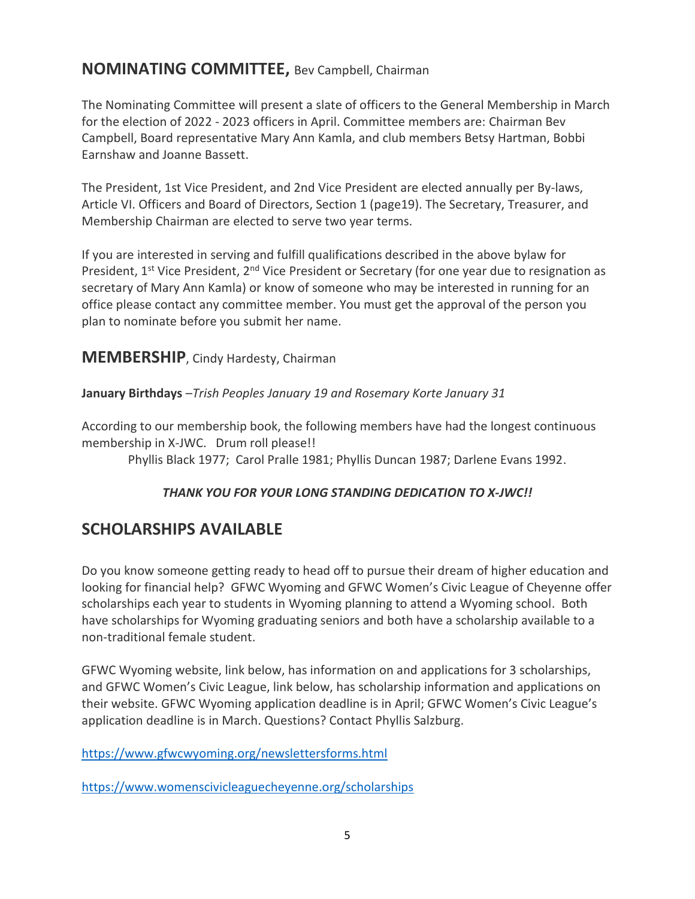## **NOMINATING COMMITTEE,** Bev Campbell, Chairman

The Nominating Committee will present a slate of officers to the General Membership in March for the election of 2022 - 2023 officers in April. Committee members are: Chairman Bev Campbell, Board representative Mary Ann Kamla, and club members Betsy Hartman, Bobbi Earnshaw and Joanne Bassett.

The President, 1st Vice President, and 2nd Vice President are elected annually per By-laws, Article VI. Officers and Board of Directors, Section 1 (page19). The Secretary, Treasurer, and Membership Chairman are elected to serve two year terms.

If you are interested in serving and fulfill qualifications described in the above bylaw for President, 1st Vice President, 2nd Vice President or Secretary (for one year due to resignation as secretary of Mary Ann Kamla) or know of someone who may be interested in running for an office please contact any committee member. You must get the approval of the person you plan to nominate before you submit her name.

## **MEMBERSHIP**, Cindy Hardesty, Chairman

**January Birthdays** –*Trish Peoples January 19 and Rosemary Korte January 31*

According to our membership book, the following members have had the longest continuous membership in X-JWC. Drum roll please!!

Phyllis Black 1977; Carol Pralle 1981; Phyllis Duncan 1987; Darlene Evans 1992.

***THANK YOU FOR YOUR LONG STANDING DEDICATION TO X-JWC!!***

## **SCHOLARSHIPS AVAILABLE**

Do you know someone getting ready to head off to pursue their dream of higher education and looking for financial help? GFWC Wyoming and GFWC Women's Civic League of Cheyenne offer scholarships each year to students in Wyoming planning to attend a Wyoming school. Both have scholarships for Wyoming graduating seniors and both have a scholarship available to a non-traditional female student.

GFWC Wyoming website, link below, has information on and applications for 3 scholarships, and GFWC Women's Civic League, link below, has scholarship information and applications on their website. GFWC Wyoming application deadline is in April; GFWC Women's Civic League's application deadline is in March. Questions? Contact Phyllis Salzburg.

https://www.gfwcwyoming.org/newslettersforms.html

https://www.womenscivicleaguecheyenne.org/scholarships